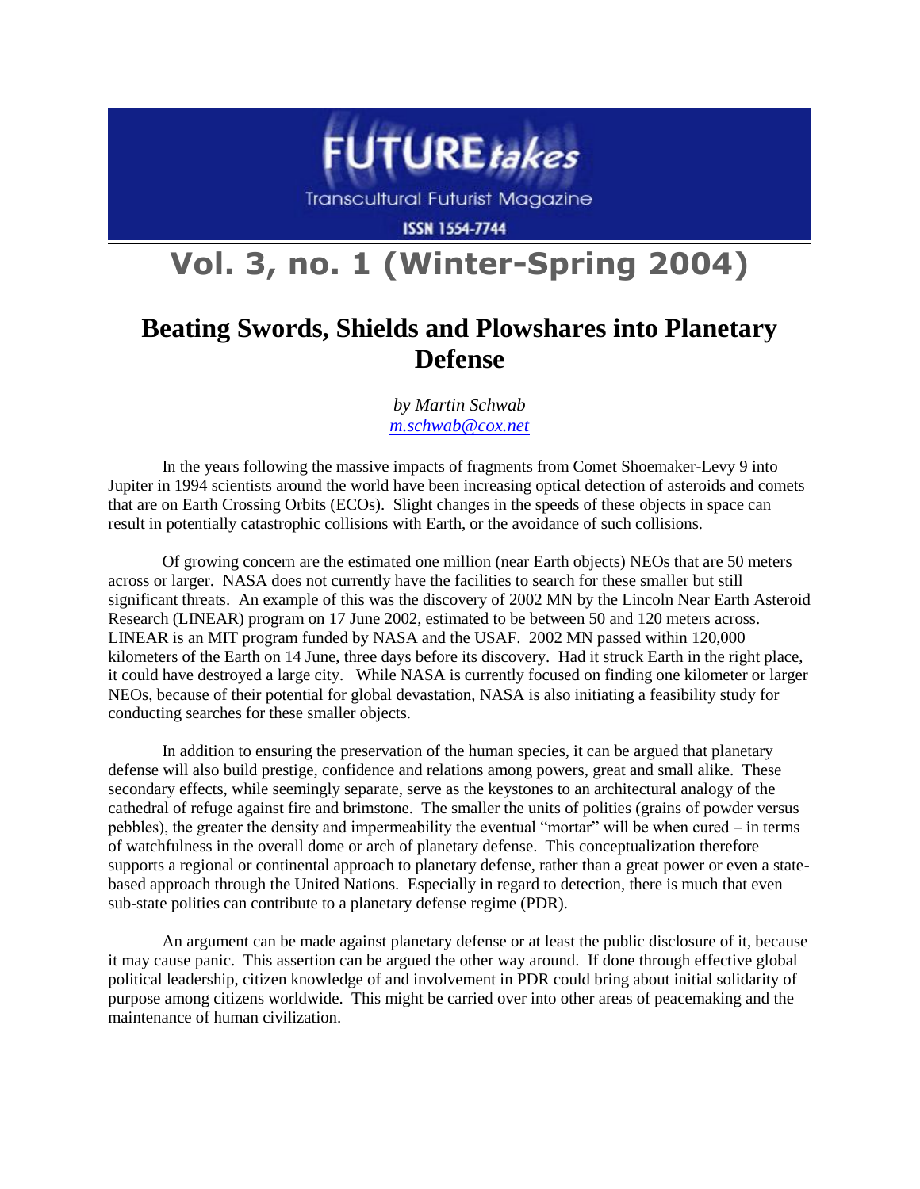FUTURE*takes*

Transcultural Futurist Magazine

ISSN 1554-7744

# Vol. 3, no. 1 (Winter-Spring 2004)

## Beating Swords, Shields and Plowshares into Planetary Defense

*by Martin Schwab*
*m.schwab@cox.net*

In the years following the massive impacts of fragments from Comet Shoemaker-Levy 9 into Jupiter in 1994 scientists around the world have been increasing optical detection of asteroids and comets that are on Earth Crossing Orbits (ECOs). Slight changes in the speeds of these objects in space can result in potentially catastrophic collisions with Earth, or the avoidance of such collisions.

Of growing concern are the estimated one million (near Earth objects) NEOs that are 50 meters across or larger. NASA does not currently have the facilities to search for these smaller but still significant threats. An example of this was the discovery of 2002 MN by the Lincoln Near Earth Asteroid Research (LINEAR) program on 17 June 2002, estimated to be between 50 and 120 meters across. LINEAR is an MIT program funded by NASA and the USAF. 2002 MN passed within 120,000 kilometers of the Earth on 14 June, three days before its discovery. Had it struck Earth in the right place, it could have destroyed a large city. While NASA is currently focused on finding one kilometer or larger NEOs, because of their potential for global devastation, NASA is also initiating a feasibility study for conducting searches for these smaller objects.

In addition to ensuring the preservation of the human species, it can be argued that planetary defense will also build prestige, confidence and relations among powers, great and small alike. These secondary effects, while seemingly separate, serve as the keystones to an architectural analogy of the cathedral of refuge against fire and brimstone. The smaller the units of polities (grains of powder versus pebbles), the greater the density and impermeability the eventual "mortar" will be when cured – in terms of watchfulness in the overall dome or arch of planetary defense. This conceptualization therefore supports a regional or continental approach to planetary defense, rather than a great power or even a state-based approach through the United Nations. Especially in regard to detection, there is much that even sub-state polities can contribute to a planetary defense regime (PDR).

An argument can be made against planetary defense or at least the public disclosure of it, because it may cause panic. This assertion can be argued the other way around. If done through effective global political leadership, citizen knowledge of and involvement in PDR could bring about initial solidarity of purpose among citizens worldwide. This might be carried over into other areas of peacemaking and the maintenance of human civilization.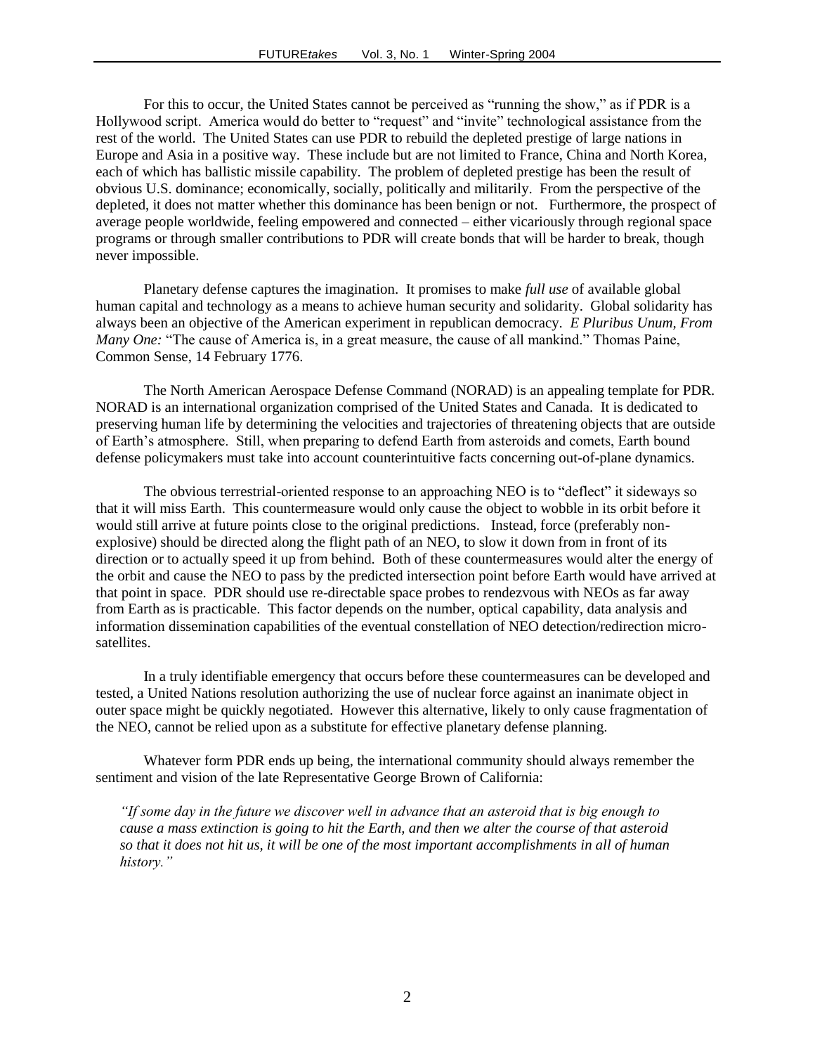For this to occur, the United States cannot be perceived as "running the show," as if PDR is a Hollywood script. America would do better to "request" and "invite" technological assistance from the rest of the world. The United States can use PDR to rebuild the depleted prestige of large nations in Europe and Asia in a positive way. These include but are not limited to France, China and North Korea, each of which has ballistic missile capability. The problem of depleted prestige has been the result of obvious U.S. dominance; economically, socially, politically and militarily. From the perspective of the depleted, it does not matter whether this dominance has been benign or not. Furthermore, the prospect of average people worldwide, feeling empowered and connected – either vicariously through regional space programs or through smaller contributions to PDR will create bonds that will be harder to break, though never impossible.

Planetary defense captures the imagination. It promises to make *full use* of available global human capital and technology as a means to achieve human security and solidarity. Global solidarity has always been an objective of the American experiment in republican democracy. *E Pluribus Unum, From Many One:* "The cause of America is, in a great measure, the cause of all mankind." Thomas Paine, Common Sense, 14 February 1776.

The North American Aerospace Defense Command (NORAD) is an appealing template for PDR. NORAD is an international organization comprised of the United States and Canada. It is dedicated to preserving human life by determining the velocities and trajectories of threatening objects that are outside of Earth's atmosphere. Still, when preparing to defend Earth from asteroids and comets, Earth bound defense policymakers must take into account counterintuitive facts concerning out-of-plane dynamics.

The obvious terrestrial-oriented response to an approaching NEO is to "deflect" it sideways so that it will miss Earth. This countermeasure would only cause the object to wobble in its orbit before it would still arrive at future points close to the original predictions. Instead, force (preferably non-explosive) should be directed along the flight path of an NEO, to slow it down from in front of its direction or to actually speed it up from behind. Both of these countermeasures would alter the energy of the orbit and cause the NEO to pass by the predicted intersection point before Earth would have arrived at that point in space. PDR should use re-directable space probes to rendezvous with NEOs as far away from Earth as is practicable. This factor depends on the number, optical capability, data analysis and information dissemination capabilities of the eventual constellation of NEO detection/redirection micro-satellites.

In a truly identifiable emergency that occurs before these countermeasures can be developed and tested, a United Nations resolution authorizing the use of nuclear force against an inanimate object in outer space might be quickly negotiated. However this alternative, likely to only cause fragmentation of the NEO, cannot be relied upon as a substitute for effective planetary defense planning.

Whatever form PDR ends up being, the international community should always remember the sentiment and vision of the late Representative George Brown of California:

> *"If some day in the future we discover well in advance that an asteroid that is big enough to cause a mass extinction is going to hit the Earth, and then we alter the course of that asteroid so that it does not hit us, it will be one of the most important accomplishments in all of human history."*